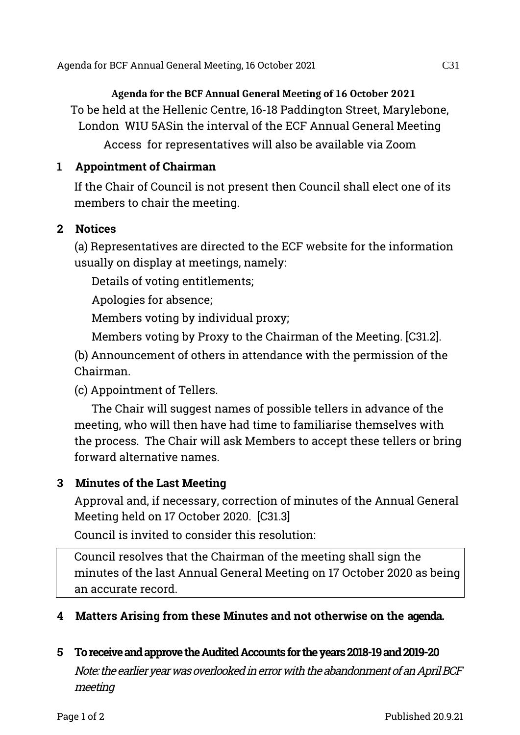**Agenda for the BCF Annual General Meeting of 16 October 2021**

To be held at the Hellenic Centre, 16-18 Paddington Street, Marylebone, London W1U 5ASin the interval of the ECF Annual General Meeting

Access for representatives will also be available via Zoom

## 1 Appointment of Chairman

If the Chair of Council is not present then Council shall elect one of its members to chair the meeting.

## 2 Notices

(a) Representatives are directed to the ECF website for the information usually on display at meetings, namely:

Details of voting entitlements;

Apologies for absence;

Members voting by individual proxy;

Members voting by Proxy to the Chairman of the Meeting. [C31.2].

(b) Announcement of others in attendance with the permission of the Chairman.

(c) Appointment of Tellers.

The Chair will suggest names of possible tellers in advance of the meeting, who will then have had time to familiarise themselves with the process. The Chair will ask Members to accept these tellers or bring forward alternative names.

## 3 Minutes of the Last Meeting

Approval and, if necessary, correction of minutes of the Annual General Meeting held on 17 October 2020. [C31.3]

Council is invited to consider this resolution:

| Council resolves that the Chairman of the meeting shall sign the minutes of the last Annual General Meeting on 17 October 2020 as being an accurate record. |
|---|

## 4 Matters Arising from these Minutes and not otherwise on the agenda.

## 5 To receive and approve the Audited Accounts for the years 2018-19 and 2019-20

*Note: the earlier year was overlooked in error with the abandonment of an April BCF meeting*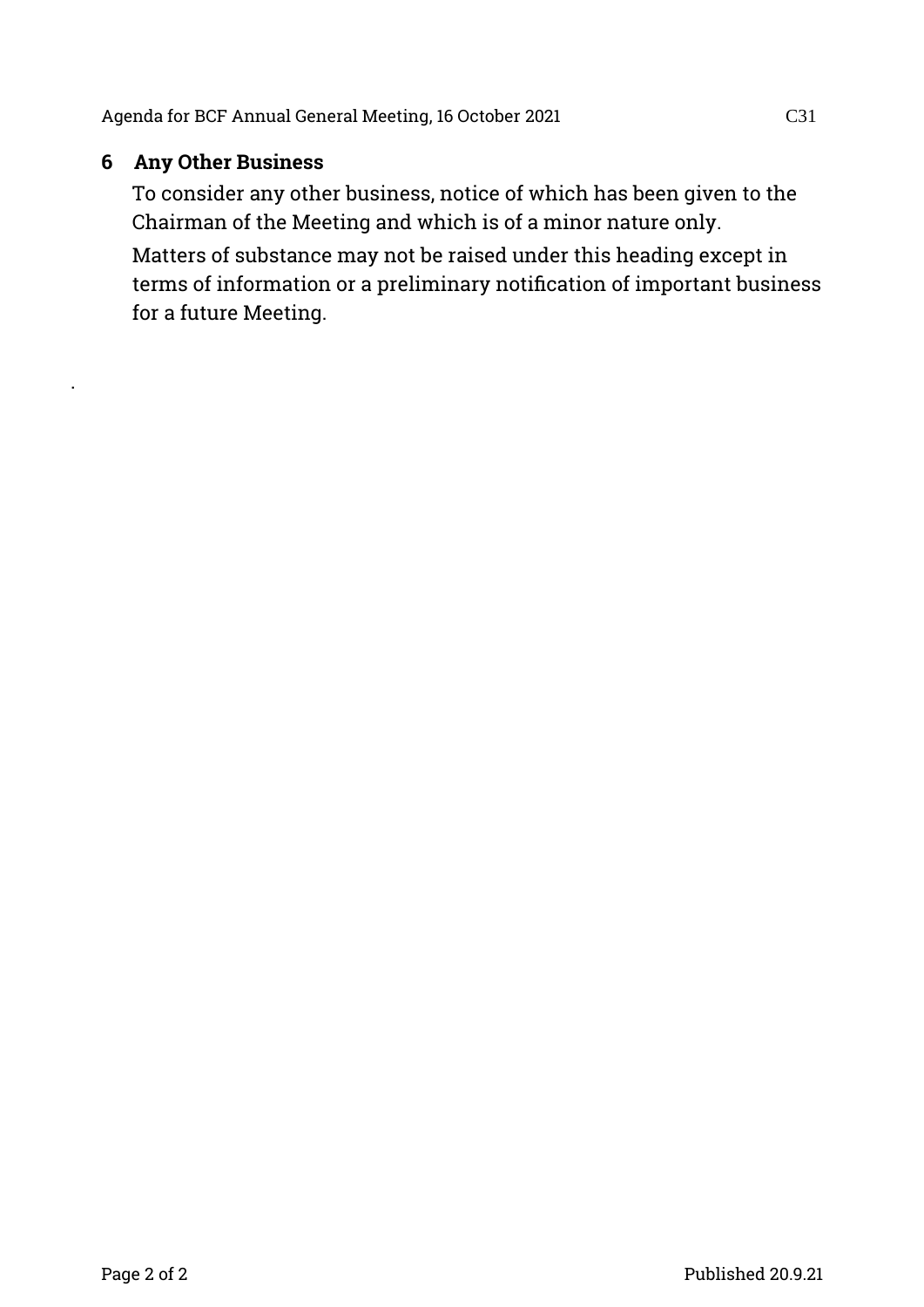## 6 Any Other Business

To consider any other business, notice of which has been given to the Chairman of the Meeting and which is of a minor nature only.

Matters of substance may not be raised under this heading except in terms of information or a preliminary notification of important business for a future Meeting.